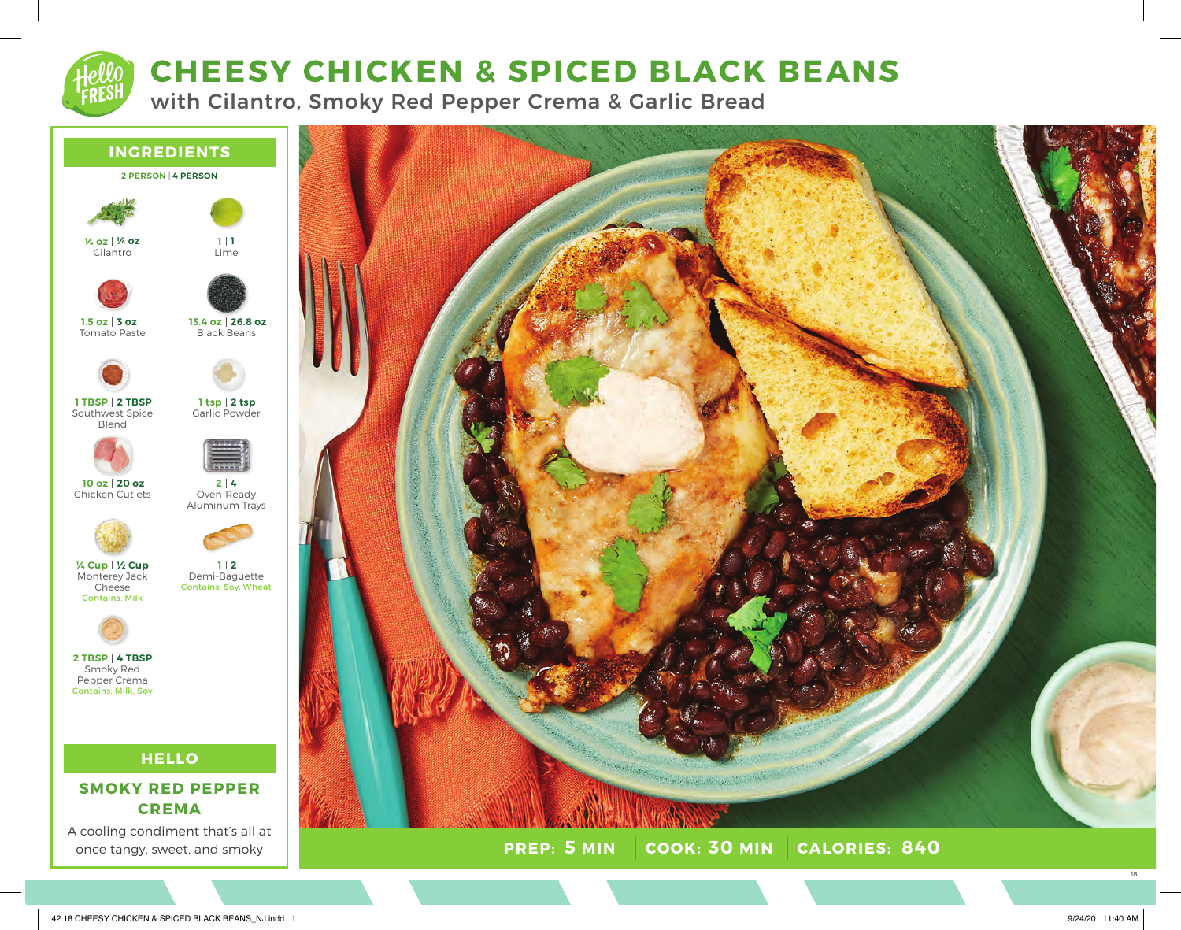# CHEESY CHICKEN & SPICED BLACK BEANS

## with Cilantro, Smoky Red Pepper Crema & Garlic Bread

## INGREDIENTS

**2 PERSON | 4 PERSON**

| 2 Person | 4 Person | Ingredient |
|---|---|---|
| ¼ oz | ¼ oz | Cilantro |
| 1 | 1 | Lime |
| 1.5 oz | 3 oz | Tomato Paste |
| 13.4 oz | 26.8 oz | Black Beans |
| 1 TBSP | 2 TBSP | Southwest Spice Blend |
| 1 tsp | 2 tsp | Garlic Powder |
| 10 oz | 20 oz | Chicken Cutlets |
| 2 | 4 | Oven-Ready Aluminum Trays |
| ¼ Cup | ½ Cup | Monterey Jack Cheese (Contains: Milk) |
| 1 | 2 | Demi-Baguette (Contains: Soy, Wheat) |
| 2 TBSP | 4 TBSP | Smoky Red Pepper Crema (Contains: Milk, Soy) |

## HELLO

### SMOKY RED PEPPER CREMA

A cooling condiment that's all at once tangy, sweet, and smoky

**PREP: 5 MIN** | **COOK: 30 MIN** | **CALORIES: 840**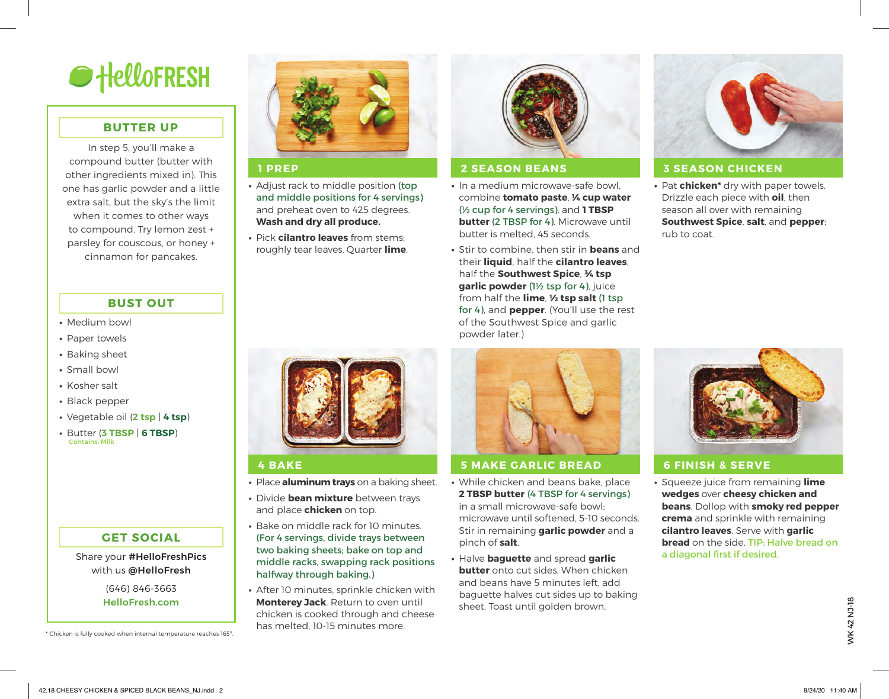# HelloFRESH

## BUTTER UP

In step 5, you'll make a compound butter (butter with other ingredients mixed in). This one has garlic powder and a little extra salt, but the sky's the limit when it comes to other ways to compound. Try lemon zest + parsley for couscous, or honey + cinnamon for pancakes.

## BUST OUT

- Medium bowl
- Paper towels
- Baking sheet
- Small bowl
- Kosher salt
- Black pepper
- Vegetable oil (**2 tsp** | **4 tsp**)
- Butter (**3 TBSP** | **6 TBSP**)
  Contains: Milk

## GET SOCIAL

Share your **#HelloFreshPics** with us **@HelloFresh**

(646) 846-3663

**HelloFresh.com**

* Chicken is fully cooked when internal temperature reaches 165°.

## 1 PREP

- Adjust rack to middle position (top and middle positions for 4 servings) and preheat oven to 425 degrees. **Wash and dry all produce.**
- Pick **cilantro leaves** from stems; roughly tear leaves. Quarter **lime**.

## 2 SEASON BEANS

- In a medium microwave-safe bowl, combine **tomato paste**, **¼ cup water** (½ cup for 4 servings), and **1 TBSP butter** (2 TBSP for 4). Microwave until butter is melted, 45 seconds.
- Stir to combine, then stir in **beans** and their **liquid**, half the **cilantro leaves**, half the **Southwest Spice**, **¾ tsp garlic powder** (1½ tsp for 4), juice from half the **lime**, **½ tsp salt** (1 tsp for 4), and **pepper**. (You'll use the rest of the Southwest Spice and garlic powder later.)

## 3 SEASON CHICKEN

- Pat **chicken*** dry with paper towels. Drizzle each piece with **oil**, then season all over with remaining **Southwest Spice**, **salt**, and **pepper**; rub to coat.

## 4 BAKE

- Place **aluminum trays** on a baking sheet.
- Divide **bean mixture** between trays and place **chicken** on top.
- Bake on middle rack for 10 minutes. (For 4 servings, divide trays between two baking sheets; bake on top and middle racks, swapping rack positions halfway through baking.)
- After 10 minutes, sprinkle chicken with **Monterey Jack**. Return to oven until chicken is cooked through and cheese has melted, 10-15 minutes more.

## 5 MAKE GARLIC BREAD

- While chicken and beans bake, place **2 TBSP butter** (4 TBSP for 4 servings) in a small microwave-safe bowl; microwave until softened, 5-10 seconds. Stir in remaining **garlic powder** and a pinch of **salt**.
- Halve **baguette** and spread **garlic butter** onto cut sides. When chicken and beans have 5 minutes left, add baguette halves cut sides up to baking sheet. Toast until golden brown.

## 6 FINISH & SERVE

- Squeeze juice from remaining **lime wedges** over **cheesy chicken and beans**. Dollop with **smoky red pepper crema** and sprinkle with remaining **cilantro leaves**. Serve with **garlic bread** on the side. TIP: Halve bread on a diagonal first if desired.

WK 42 NJ-18